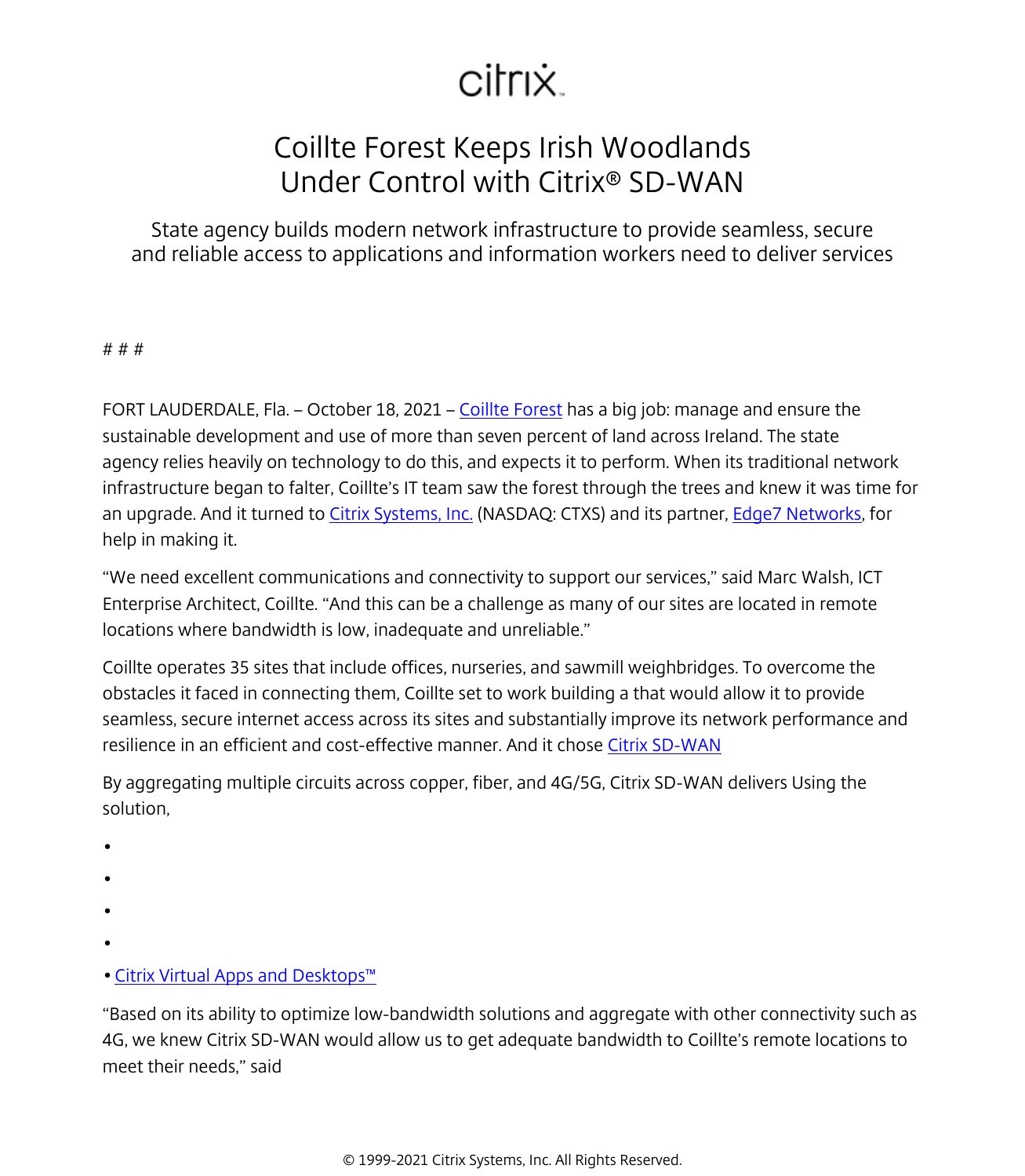# Coillte Forest Keeps Irish Woodlands Under Control with Citrix® SD-WAN

State agency builds modern network infrastructure to provide seamless, secure and reliable access to applications and information workers need to deliver services

# # #

FORT LAUDERDALE, Fla. – October 18, 2021 – Coillte Forest has a big job: manage and ensure the sustainable development and use of more than seven percent of land across Ireland. The state agency relies heavily on technology to do this, and expects it to perform. When its traditional network infrastructure began to falter, Coillte's IT team saw the forest through the trees and knew it was time for an upgrade. And it turned to Citrix Systems, Inc. (NASDAQ: CTXS) and its partner, Edge7 Networks, for help in making it.

"We need excellent communications and connectivity to support our services," said Marc Walsh, ICT Enterprise Architect, Coillte. "And this can be a challenge as many of our sites are located in remote locations where bandwidth is low, inadequate and unreliable."

Coillte operates 35 sites that include offices, nurseries, and sawmill weighbridges. To overcome the obstacles it faced in connecting them, Coillte set to work building a that would allow it to provide seamless, secure internet access across its sites and substantially improve its network performance and resilience in an efficient and cost-effective manner. And it chose Citrix SD-WAN

By aggregating multiple circuits across copper, fiber, and 4G/5G, Citrix SD-WAN delivers Using the solution,

- 
- 
- 
- 
- Citrix Virtual Apps and Desktops™

"Based on its ability to optimize low-bandwidth solutions and aggregate with other connectivity such as 4G, we knew Citrix SD-WAN would allow us to get adequate bandwidth to Coillte's remote locations to meet their needs," said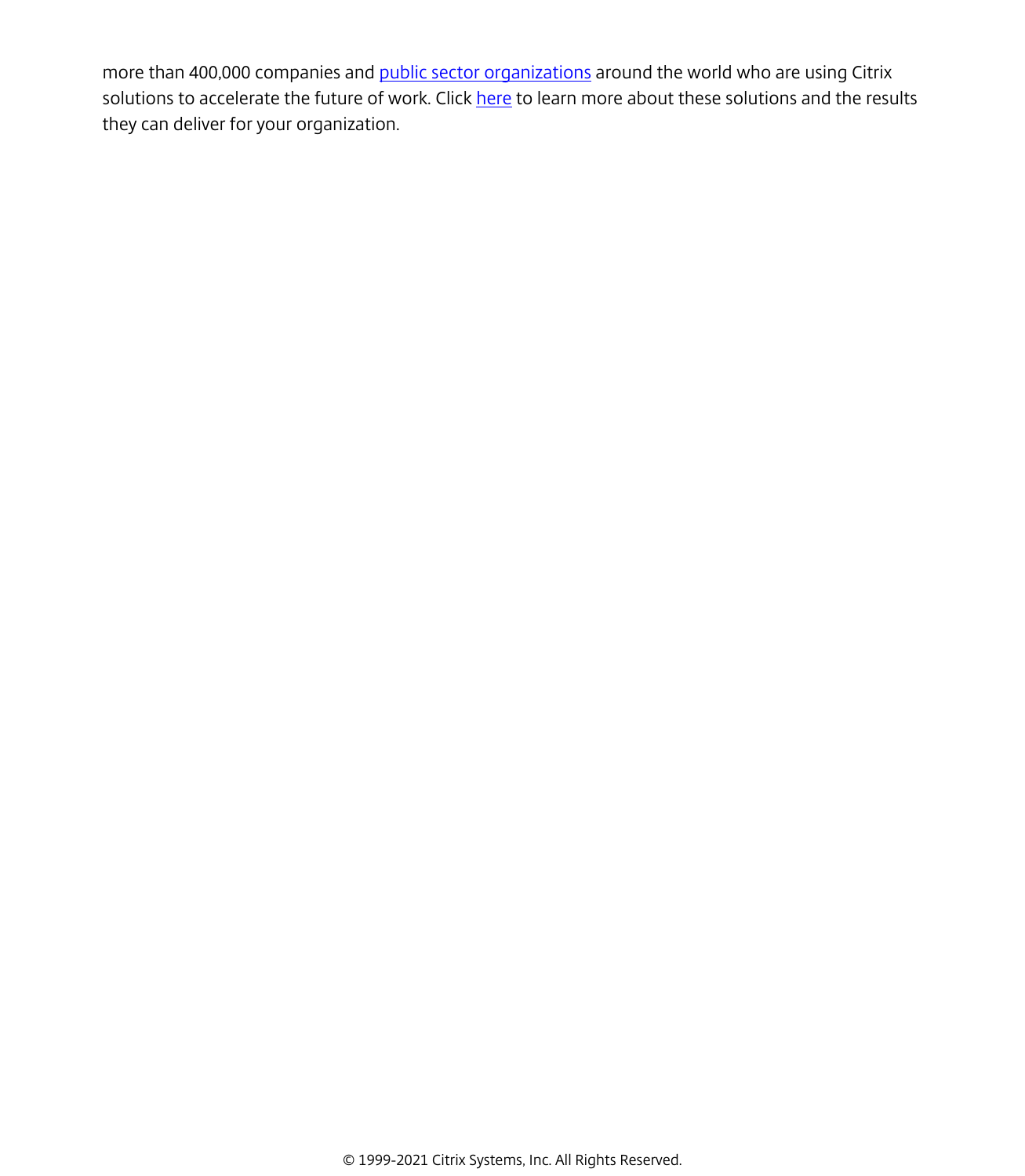more than 400,000 companies and public sector organizations around the world who are using Citrix solutions to accelerate the future of work. Click here to learn more about these solutions and the results they can deliver for your organization.

© 1999-2021 Citrix Systems, Inc. All Rights Reserved.